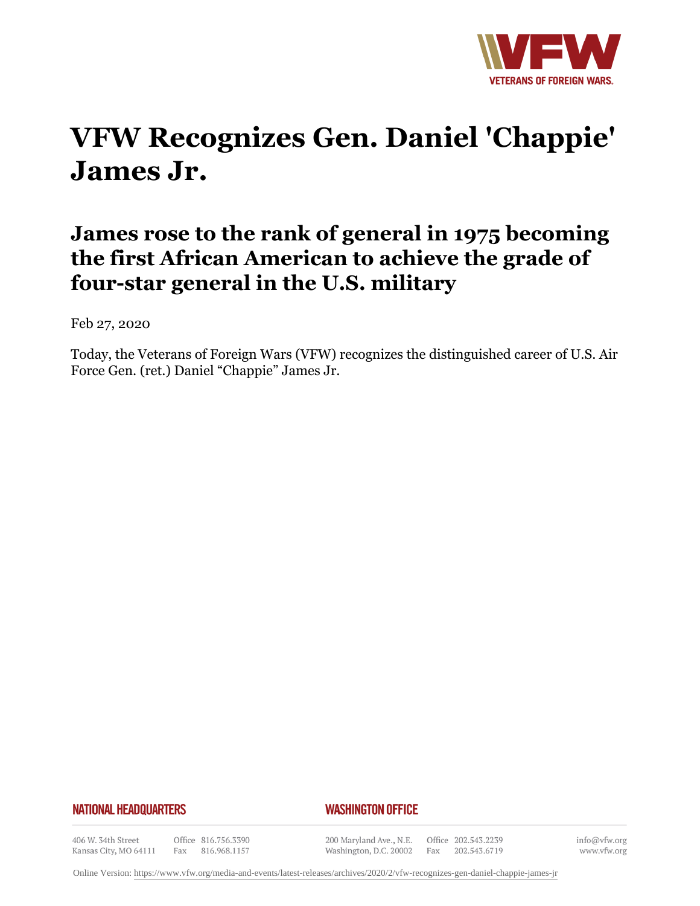# VFW Recognizes Gen. Daniel 'Chappie' James Jr.

## James rose to the rank of general in 1975 becoming the first African American to achieve the grade of four-star general in the U.S. military

Feb 27, 2020

Today, the Veterans of Foreign Wars (VFW) recognizes the distinguished career of U.S. Air Force Gen. (ret.) Daniel "Chappie" James Jr.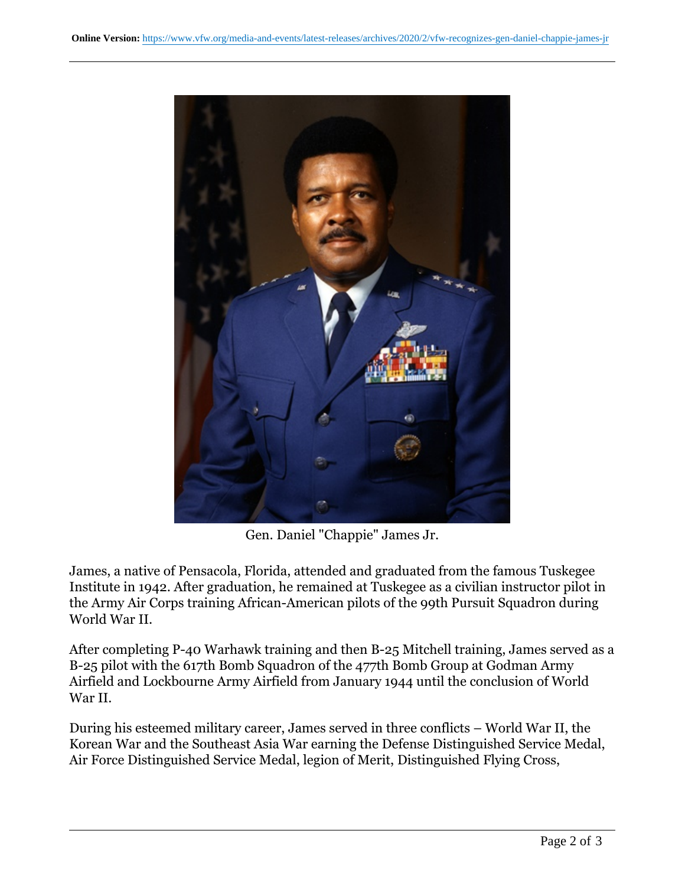Gen. Daniel "Chappie" James Jr.

James, a native of Pensacola, Florida, attended and graduated from the famous Tuskegee Institute in 1942. After graduation, he remained at Tuskegee as a civilian instructor pilot in the Army Air Corps training African-American pilots of the 99th Pursuit Squadron during World War II.

After completing P-40 Warhawk training and then B-25 Mitchell training, James served as a B-25 pilot with the 617th Bomb Squadron of the 477th Bomb Group at Godman Army Airfield and Lockbourne Army Airfield from January 1944 until the conclusion of World War II.

During his esteemed military career, James served in three conflicts – World War II, the Korean War and the Southeast Asia War earning the Defense Distinguished Service Medal, Air Force Distinguished Service Medal, legion of Merit, Distinguished Flying Cross,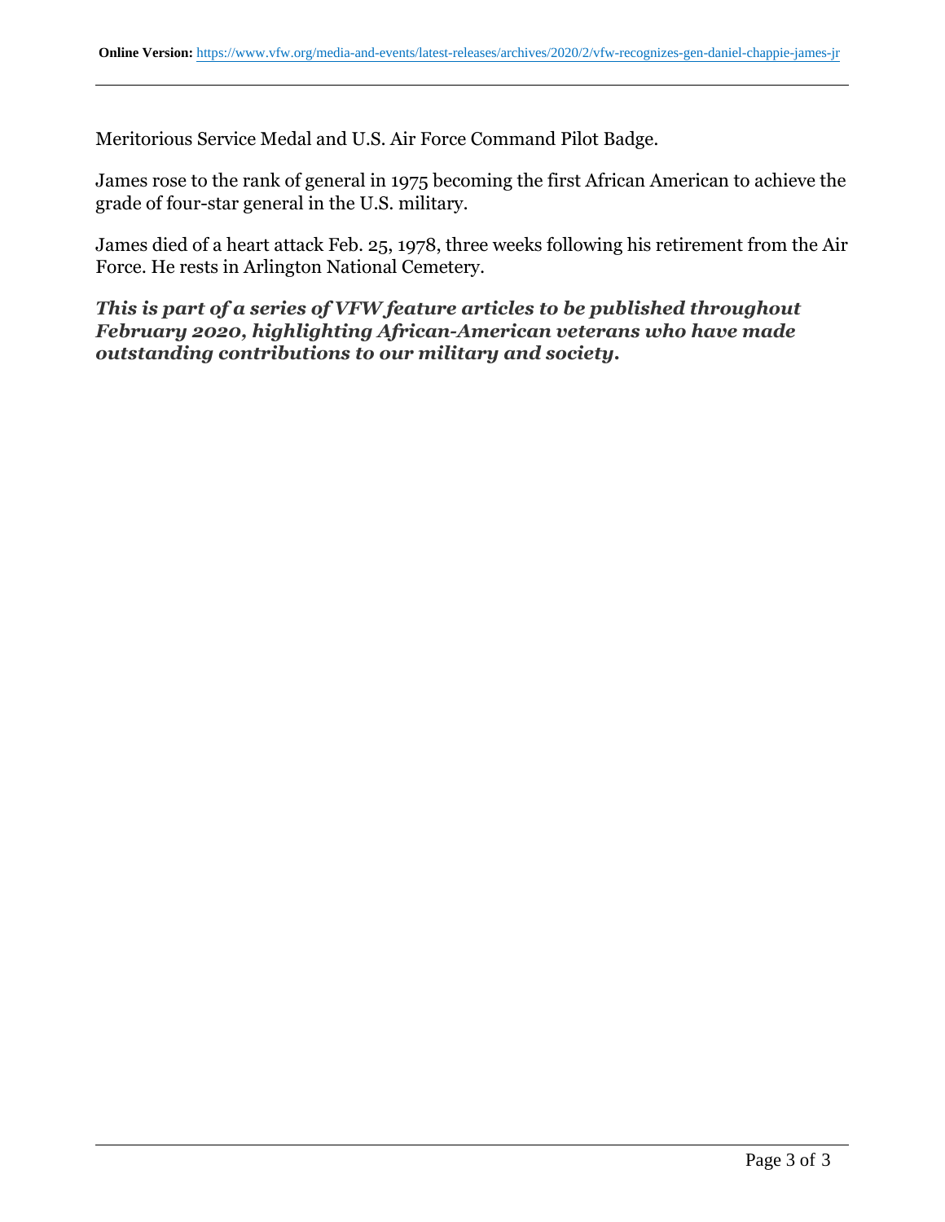Meritorious Service Medal and U.S. Air Force Command Pilot Badge.

James rose to the rank of general in 1975 becoming the first African American to achieve the grade of four-star general in the U.S. military.

James died of a heart attack Feb. 25, 1978, three weeks following his retirement from the Air Force. He rests in Arlington National Cemetery.

***This is part of a series of VFW feature articles to be published throughout February 2020, highlighting African-American veterans who have made outstanding contributions to our military and society.***